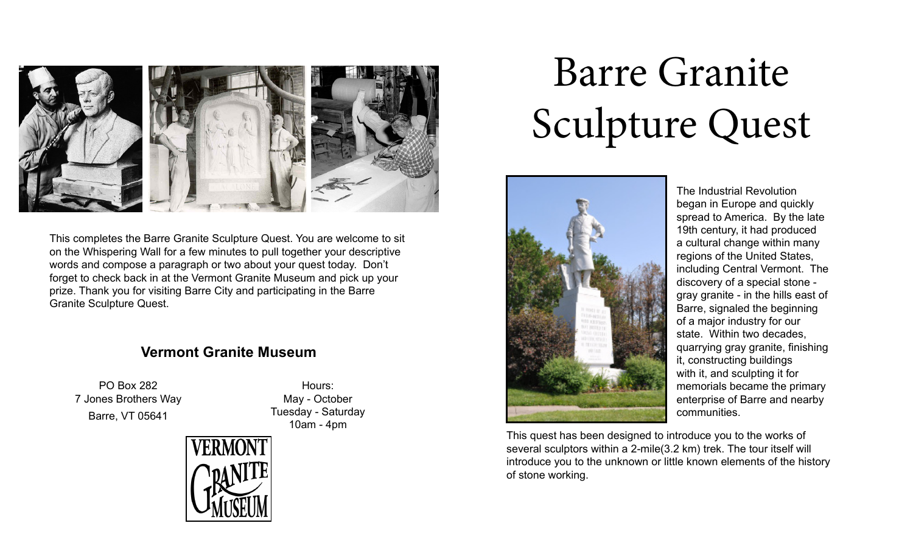This completes the Barre Granite Sculpture Quest. You are welcome to sit on the Whispering Wall for a few minutes to pull together your descriptive words and compose a paragraph or two about your quest today. Don't forget to check back in at the Vermont Granite Museum and pick up your prize. Thank you for visiting Barre City and participating in the Barre Granite Sculpture Quest.

## Vermont Granite Museum

PO Box 282
7 Jones Brothers Way
Barre, VT 05641

Hours:
May - October
Tuesday - Saturday
10am - 4pm

VERMONT GRANITE MUSEUM

# Barre Granite Sculpture Quest

The Industrial Revolution began in Europe and quickly spread to America. By the late 19th century, it had produced a cultural change within many regions of the United States, including Central Vermont. The discovery of a special stone - gray granite - in the hills east of Barre, signaled the beginning of a major industry for our state. Within two decades, quarrying gray granite, finishing it, constructing buildings with it, and sculpting it for memorials became the primary enterprise of Barre and nearby communities.

This quest has been designed to introduce you to the works of several sculptors within a 2-mile(3.2 km) trek. The tour itself will introduce you to the unknown or little known elements of the history of stone working.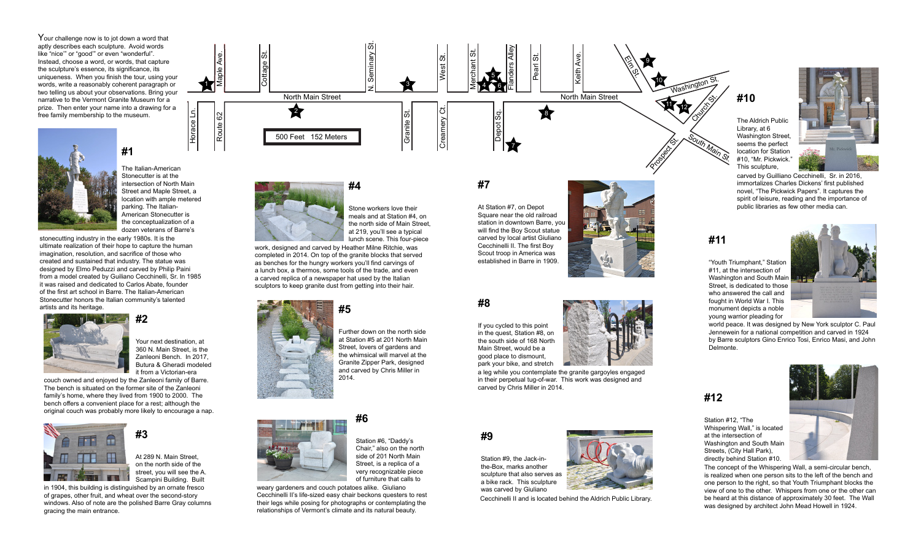Your challenge now is to jot down a word that aptly describes each sculpture. Avoid words like "nice" or "good" or even "wonderful". Instead, choose a word, or words, that capture the sculpture's essence, its significance, its uniqueness. When you finish the tour, using your words, write a reasonably coherent paragraph or two telling us about your observations. Bring your narrative to the Vermont Granite Museum for a prize. Then enter your name into a drawing for a free family membership to the museum.

Maple Ave.
Cottage St.
N. Seminary St.
West St.
Merchant St.
Flanders Alley
Pearl St.
Keith Ave.
Elm St.
Washington St.
Church St.
South Main St.
Prospect St.
North Main Street
North Main Street
Horace Ln.
Route 62
Granite St.
Creamery Ct.
Depot Sq.
500 Feet 152 Meters
1
2
3
4
5
6
7
8
9
10
11
12

## #1

The Italian-American Stonecutter is at the intersection of North Main Street and Maple Street, a location with ample metered parking. The Italian-American Stonecutter is the conceptualization of a dozen veterans of Barre's stonecutting industry in the early 1980s. It is the ultimate realization of their hope to capture the human imagination, resolution, and sacrifice of those who created and sustained that industry. The statue was designed by Elmo Peduzzi and carved by Philip Paini from a model created by Guiliano Cecchinelli, Sr. In 1985 it was raised and dedicated to Carlos Abate, founder of the first art school in Barre. The Italian-American Stonecutter honors the Italian community's talented artists and its heritage.

## #2

Your next destination, at 360 N. Main Street, is the Zanleoni Bench. In 2017, Butura & Gheradi modeled it from a Victorian-era couch owned and enjoyed by the Zanleoni family of Barre. The bench is situated on the former site of the Zanleoni family's home, where they lived from 1900 to 2000. The bench offers a convenient place for a rest; although the original couch was probably more likely to encourage a nap.

## #3

At 289 N. Main Street, on the north side of the street, you will see the A. Scampini Building. Built in 1904, this building is distinguished by an ornate fresco of grapes, other fruit, and wheat over the second-story windows. Also of note are the polished Barre Gray columns gracing the main entrance.

## #4

Stone workers love their meals and at Station #4, on the north side of Main Street, at 219, you'll see a typical lunch scene. This four-piece work, designed and carved by Heather Milne Ritchie, was completed in 2014. On top of the granite blocks that served as benches for the hungry workers you'll find carvings of a lunch box, a thermos, some tools of the trade, and even a carved replica of a newspaper hat used by the Italian sculptors to keep granite dust from getting into their hair.

## #5

Further down on the north side at Station #5 at 201 North Main Street, lovers of gardens and the whimsical will marvel at the Granite Zipper Park, designed and carved by Chris Miller in 2014.

## #6

Station #6, "Daddy's Chair," also on the north side of 201 North Main Street, is a replica of a very recognizable piece of furniture that calls to weary gardeners and couch potatoes alike. Giuliano Cecchinelli II's life-sized easy chair beckons questers to rest their legs while posing for photographs or contemplating the relationships of Vermont's climate and its natural beauty.

## #7

At Station #7, on Depot Square near the old railroad station in downtown Barre, you will find the Boy Scout statue carved by local artist Giuliano Cecchinelli II. The first Boy Scout troop in America was established in Barre in 1909.

## #8

If you cycled to this point in the quest, Station #8, on the south side of 168 North Main Street, would be a good place to dismount, park your bike, and stretch a leg while you contemplate the granite gargoyles engaged in their perpetual tug-of-war. This work was designed and carved by Chris Miller in 2014.

## #9

Station #9, the Jack-in-the-Box, marks another sculpture that also serves as a bike rack. This sculpture was carved by Giuliano Cecchinelli II and is located behind the Aldrich Public Library.

## #10

The Aldrich Public Library, at 6 Washington Street, seems the perfect location for Station #10, "Mr. Pickwick." This sculpture, carved by Guilliano Cecchinelli, Sr. in 2016, immortalizes Charles Dickens' first published novel, "The Pickwick Papers". It captures the spirit of leisure, reading and the importance of public libraries as few other media can.

## #11

"Youth Triumphant," Station #11, at the intersection of Washington and South Main Street, is dedicated to those who answered the call and fought in World War I. This monument depicts a noble young warrior pleading for world peace. It was designed by New York sculptor C. Paul Jennewein for a national competition and carved in 1924 by Barre sculptors Gino Enrico Tosi, Enrico Masi, and John Delmonte.

## #12

Station #12, "The Whispering Wall," is located at the intersection of Washington and South Main Streets, (City Hall Park), directly behind Station #10. The concept of the Whispering Wall, a semi-circular bench, is realized when one person sits to the left of the bench and one person to the right, so that Youth Triumphant blocks the view of one to the other. Whispers from one or the other can be heard at this distance of approximately 30 feet. The Wall was designed by architect John Mead Howell in 1924.